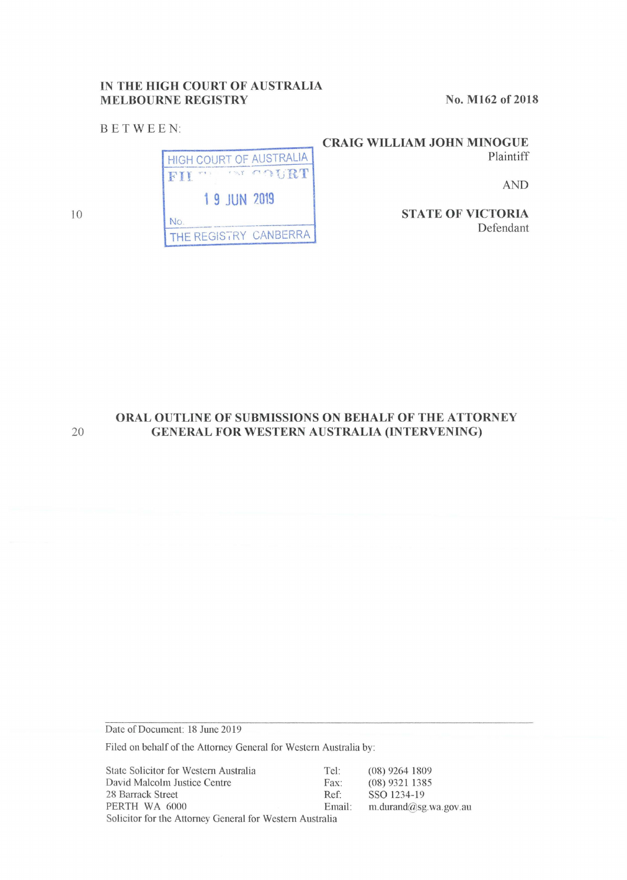IN THE HIGH COURT OF AUSTRALIA
MELBOURNE REGISTRY

No. M162 of 2018

BETWEEN:

HIGH COURT OF AUSTRALIA
FILED IN COURT
19 JUN 2019
No.
THE REGISTRY CANBERRA

**CRAIG WILLIAM JOHN MINOGUE**
Plaintiff

AND

**STATE OF VICTORIA**
Defendant

## ORAL OUTLINE OF SUBMISSIONS ON BEHALF OF THE ATTORNEY GENERAL FOR WESTERN AUSTRALIA (INTERVENING)

---

Date of Document: 18 June 2019

Filed on behalf of the Attorney General for Western Australia by:

| | | |
|---|---|---|
| State Solicitor for Western Australia | Tel: | (08) 9264 1809 |
| David Malcolm Justice Centre | Fax: | (08) 9321 1385 |
| 28 Barrack Street | Ref: | SSO 1234-19 |
| PERTH WA 6000 | Email: | m.durand@sg.wa.gov.au |

Solicitor for the Attorney General for Western Australia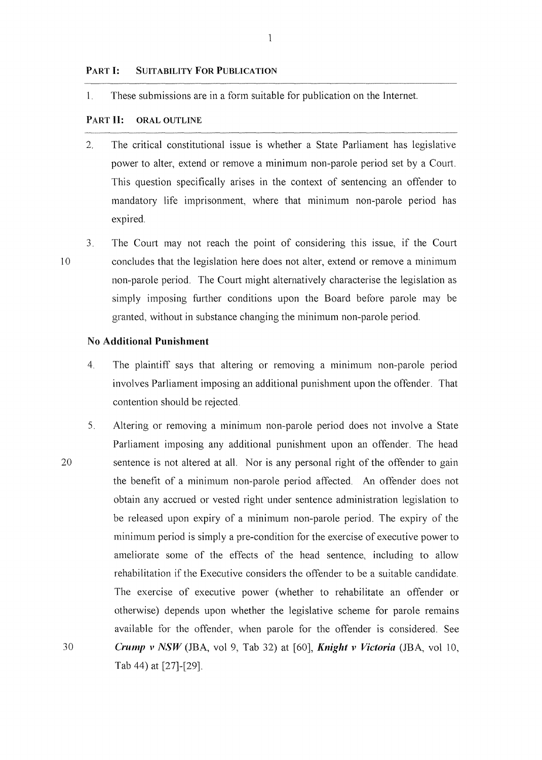## PART I: SUITABILITY FOR PUBLICATION

1. These submissions are in a form suitable for publication on the Internet.

## PART II: ORAL OUTLINE

2. The critical constitutional issue is whether a State Parliament has legislative power to alter, extend or remove a minimum non-parole period set by a Court. This question specifically arises in the context of sentencing an offender to mandatory life imprisonment, where that minimum non-parole period has expired.

3. The Court may not reach the point of considering this issue, if the Court concludes that the legislation here does not alter, extend or remove a minimum non-parole period. The Court might alternatively characterise the legislation as simply imposing further conditions upon the Board before parole may be granted, without in substance changing the minimum non-parole period.

### No Additional Punishment

4. The plaintiff says that altering or removing a minimum non-parole period involves Parliament imposing an additional punishment upon the offender. That contention should be rejected.

5. Altering or removing a minimum non-parole period does not involve a State Parliament imposing any additional punishment upon an offender. The head sentence is not altered at all. Nor is any personal right of the offender to gain the benefit of a minimum non-parole period affected. An offender does not obtain any accrued or vested right under sentence administration legislation to be released upon expiry of a minimum non-parole period. The expiry of the minimum period is simply a pre-condition for the exercise of executive power to ameliorate some of the effects of the head sentence, including to allow rehabilitation if the Executive considers the offender to be a suitable candidate. The exercise of executive power (whether to rehabilitate an offender or otherwise) depends upon whether the legislative scheme for parole remains available for the offender, when parole for the offender is considered. See ***Crump v NSW*** (JBA, vol 9, Tab 32) at [60], ***Knight v Victoria*** (JBA, vol 10, Tab 44) at [27]-[29].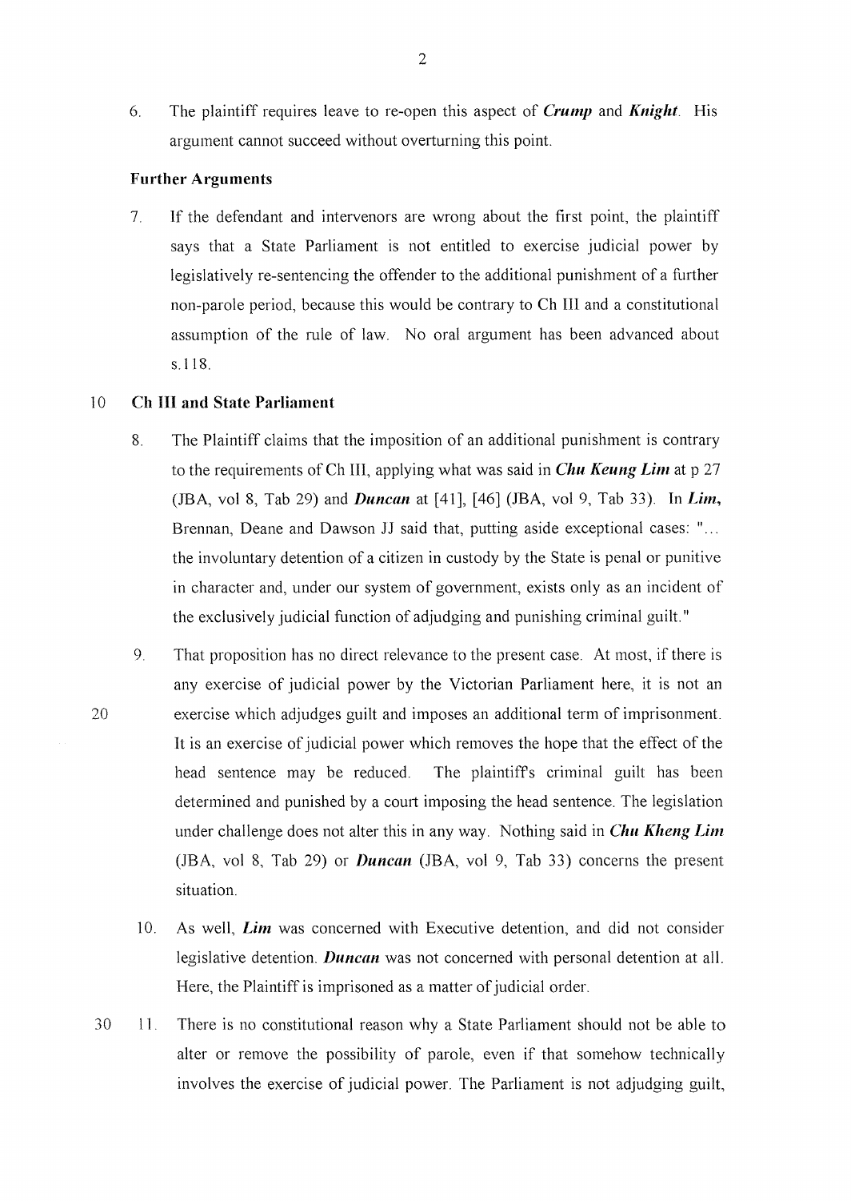6. The plaintiff requires leave to re-open this aspect of ***Crump*** and ***Knight***. His argument cannot succeed without overturning this point.

**Further Arguments**

7. If the defendant and intervenors are wrong about the first point, the plaintiff says that a State Parliament is not entitled to exercise judicial power by legislatively re-sentencing the offender to the additional punishment of a further non-parole period, because this would be contrary to Ch III and a constitutional assumption of the rule of law. No oral argument has been advanced about s.118.

**Ch III and State Parliament**

8. The Plaintiff claims that the imposition of an additional punishment is contrary to the requirements of Ch III, applying what was said in ***Chu Keung Lim*** at p 27 (JBA, vol 8, Tab 29) and ***Duncan*** at [41], [46] (JBA, vol 9, Tab 33). In ***Lim***, Brennan, Deane and Dawson JJ said that, putting aside exceptional cases: "... the involuntary detention of a citizen in custody by the State is penal or punitive in character and, under our system of government, exists only as an incident of the exclusively judicial function of adjudging and punishing criminal guilt."

9. That proposition has no direct relevance to the present case. At most, if there is any exercise of judicial power by the Victorian Parliament here, it is not an exercise which adjudges guilt and imposes an additional term of imprisonment. It is an exercise of judicial power which removes the hope that the effect of the head sentence may be reduced. The plaintiff's criminal guilt has been determined and punished by a court imposing the head sentence. The legislation under challenge does not alter this in any way. Nothing said in ***Chu Kheng Lim*** (JBA, vol 8, Tab 29) or ***Duncan*** (JBA, vol 9, Tab 33) concerns the present situation.

10. As well, ***Lim*** was concerned with Executive detention, and did not consider legislative detention. ***Duncan*** was not concerned with personal detention at all. Here, the Plaintiff is imprisoned as a matter of judicial order.

11. There is no constitutional reason why a State Parliament should not be able to alter or remove the possibility of parole, even if that somehow technically involves the exercise of judicial power. The Parliament is not adjudging guilt,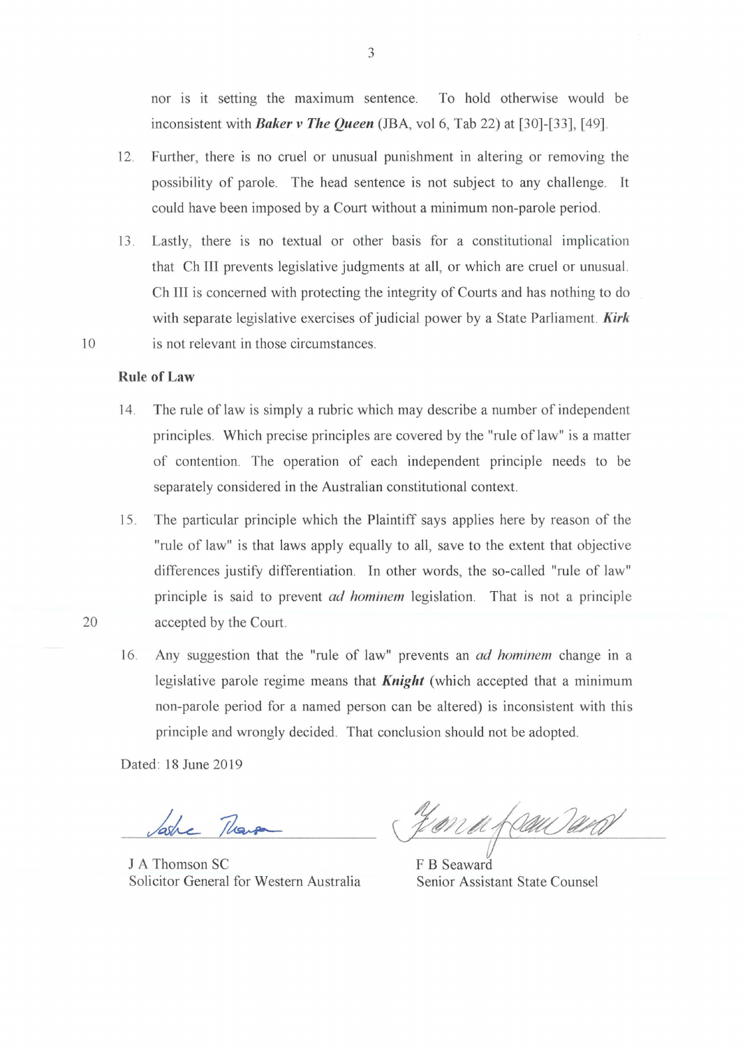nor is it setting the maximum sentence. To hold otherwise would be inconsistent with ***Baker v The Queen*** (JBA, vol 6, Tab 22) at [30]-[33], [49].

12. Further, there is no cruel or unusual punishment in altering or removing the possibility of parole. The head sentence is not subject to any challenge. It could have been imposed by a Court without a minimum non-parole period.

13. Lastly, there is no textual or other basis for a constitutional implication that Ch III prevents legislative judgments at all, or which are cruel or unusual. Ch III is concerned with protecting the integrity of Courts and has nothing to do with separate legislative exercises of judicial power by a State Parliament. ***Kirk*** is not relevant in those circumstances.

**Rule of Law**

14. The rule of law is simply a rubric which may describe a number of independent principles. Which precise principles are covered by the "rule of law" is a matter of contention. The operation of each independent principle needs to be separately considered in the Australian constitutional context.

15. The particular principle which the Plaintiff says applies here by reason of the "rule of law" is that laws apply equally to all, save to the extent that objective differences justify differentiation. In other words, the so-called "rule of law" principle is said to prevent *ad hominem* legislation. That is not a principle accepted by the Court.

16. Any suggestion that the "rule of law" prevents an *ad hominem* change in a legislative parole regime means that ***Knight*** (which accepted that a minimum non-parole period for a named person can be altered) is inconsistent with this principle and wrongly decided. That conclusion should not be adopted.

Dated: 18 June 2019

J A Thomson SC
Solicitor General for Western Australia

F B Seaward
Senior Assistant State Counsel